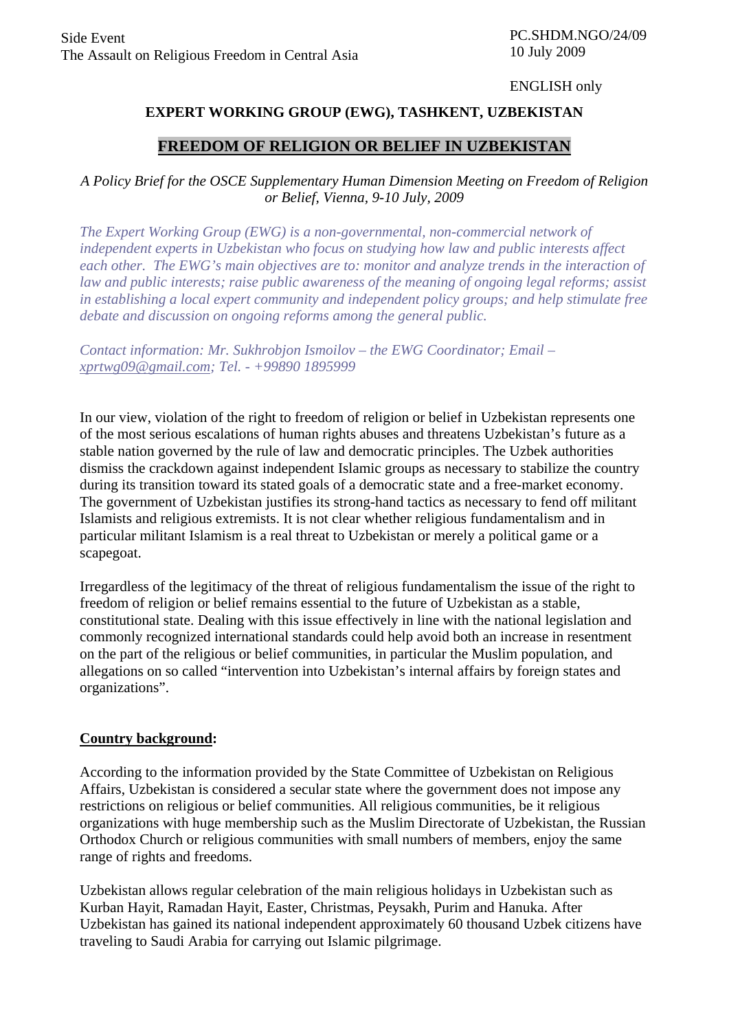Side Event
The Assault on Religious Freedom in Central Asia

PC.SHDM.NGO/24/09
10 July 2009

ENGLISH only

**EXPERT WORKING GROUP (EWG), TASHKENT, UZBEKISTAN**

# FREEDOM OF RELIGION OR BELIEF IN UZBEKISTAN

*A Policy Brief for the OSCE Supplementary Human Dimension Meeting on Freedom of Religion or Belief, Vienna, 9-10 July, 2009*

*The Expert Working Group (EWG) is a non-governmental, non-commercial network of independent experts in Uzbekistan who focus on studying how law and public interests affect each other. The EWG's main objectives are to: monitor and analyze trends in the interaction of law and public interests; raise public awareness of the meaning of ongoing legal reforms; assist in establishing a local expert community and independent policy groups; and help stimulate free debate and discussion on ongoing reforms among the general public.*

*Contact information: Mr. Sukhrobjon Ismoilov – the EWG Coordinator; Email – xprtwg09@gmail.com; Tel. - +99890 1895999*

In our view, violation of the right to freedom of religion or belief in Uzbekistan represents one of the most serious escalations of human rights abuses and threatens Uzbekistan's future as a stable nation governed by the rule of law and democratic principles. The Uzbek authorities dismiss the crackdown against independent Islamic groups as necessary to stabilize the country during its transition toward its stated goals of a democratic state and a free-market economy. The government of Uzbekistan justifies its strong-hand tactics as necessary to fend off militant Islamists and religious extremists. It is not clear whether religious fundamentalism and in particular militant Islamism is a real threat to Uzbekistan or merely a political game or a scapegoat.

Irregardless of the legitimacy of the threat of religious fundamentalism the issue of the right to freedom of religion or belief remains essential to the future of Uzbekistan as a stable, constitutional state. Dealing with this issue effectively in line with the national legislation and commonly recognized international standards could help avoid both an increase in resentment on the part of the religious or belief communities, in particular the Muslim population, and allegations on so called "intervention into Uzbekistan's internal affairs by foreign states and organizations".

## Country background:

According to the information provided by the State Committee of Uzbekistan on Religious Affairs, Uzbekistan is considered a secular state where the government does not impose any restrictions on religious or belief communities. All religious communities, be it religious organizations with huge membership such as the Muslim Directorate of Uzbekistan, the Russian Orthodox Church or religious communities with small numbers of members, enjoy the same range of rights and freedoms.

Uzbekistan allows regular celebration of the main religious holidays in Uzbekistan such as Kurban Hayit, Ramadan Hayit, Easter, Christmas, Peysakh, Purim and Hanuka. After Uzbekistan has gained its national independent approximately 60 thousand Uzbek citizens have traveling to Saudi Arabia for carrying out Islamic pilgrimage.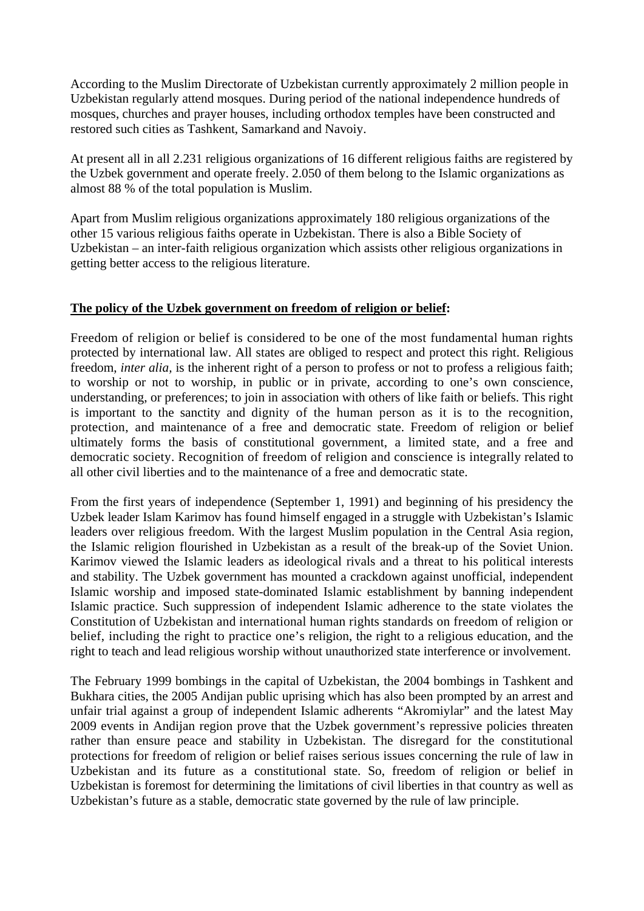According to the Muslim Directorate of Uzbekistan currently approximately 2 million people in Uzbekistan regularly attend mosques. During period of the national independence hundreds of mosques, churches and prayer houses, including orthodox temples have been constructed and restored such cities as Tashkent, Samarkand and Navoiy.

At present all in all 2.231 religious organizations of 16 different religious faiths are registered by the Uzbek government and operate freely. 2.050 of them belong to the Islamic organizations as almost 88 % of the total population is Muslim.

Apart from Muslim religious organizations approximately 180 religious organizations of the other 15 various religious faiths operate in Uzbekistan. There is also a Bible Society of Uzbekistan – an inter-faith religious organization which assists other religious organizations in getting better access to the religious literature.

**The policy of the Uzbek government on freedom of religion or belief:**

Freedom of religion or belief is considered to be one of the most fundamental human rights protected by international law. All states are obliged to respect and protect this right. Religious freedom, *inter alia,* is the inherent right of a person to profess or not to profess a religious faith; to worship or not to worship, in public or in private, according to one's own conscience, understanding, or preferences; to join in association with others of like faith or beliefs. This right is important to the sanctity and dignity of the human person as it is to the recognition, protection, and maintenance of a free and democratic state. Freedom of religion or belief ultimately forms the basis of constitutional government, a limited state, and a free and democratic society. Recognition of freedom of religion and conscience is integrally related to all other civil liberties and to the maintenance of a free and democratic state.

From the first years of independence (September 1, 1991) and beginning of his presidency the Uzbek leader Islam Karimov has found himself engaged in a struggle with Uzbekistan's Islamic leaders over religious freedom. With the largest Muslim population in the Central Asia region, the Islamic religion flourished in Uzbekistan as a result of the break-up of the Soviet Union. Karimov viewed the Islamic leaders as ideological rivals and a threat to his political interests and stability. The Uzbek government has mounted a crackdown against unofficial, independent Islamic worship and imposed state-dominated Islamic establishment by banning independent Islamic practice. Such suppression of independent Islamic adherence to the state violates the Constitution of Uzbekistan and international human rights standards on freedom of religion or belief, including the right to practice one's religion, the right to a religious education, and the right to teach and lead religious worship without unauthorized state interference or involvement.

The February 1999 bombings in the capital of Uzbekistan, the 2004 bombings in Tashkent and Bukhara cities, the 2005 Andijan public uprising which has also been prompted by an arrest and unfair trial against a group of independent Islamic adherents "Akromiylar" and the latest May 2009 events in Andijan region prove that the Uzbek government's repressive policies threaten rather than ensure peace and stability in Uzbekistan. The disregard for the constitutional protections for freedom of religion or belief raises serious issues concerning the rule of law in Uzbekistan and its future as a constitutional state. So, freedom of religion or belief in Uzbekistan is foremost for determining the limitations of civil liberties in that country as well as Uzbekistan's future as a stable, democratic state governed by the rule of law principle.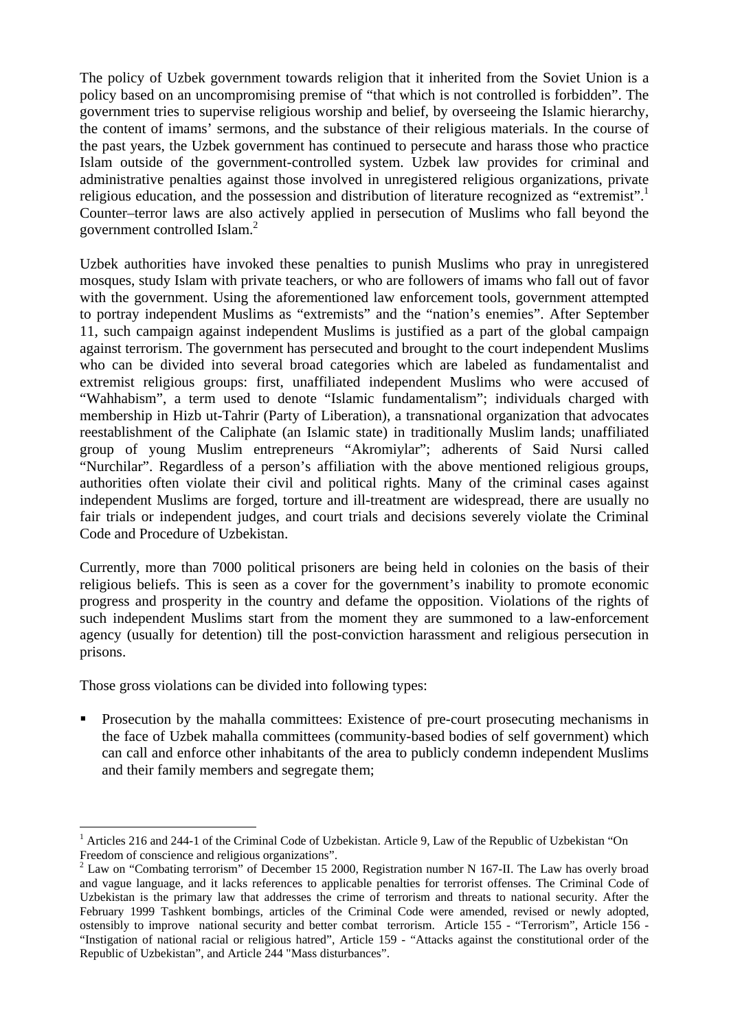The policy of Uzbek government towards religion that it inherited from the Soviet Union is a policy based on an uncompromising premise of "that which is not controlled is forbidden". The government tries to supervise religious worship and belief, by overseeing the Islamic hierarchy, the content of imams' sermons, and the substance of their religious materials. In the course of the past years, the Uzbek government has continued to persecute and harass those who practice Islam outside of the government-controlled system. Uzbek law provides for criminal and administrative penalties against those involved in unregistered religious organizations, private religious education, and the possession and distribution of literature recognized as "extremist".[1] Counter–terror laws are also actively applied in persecution of Muslims who fall beyond the government controlled Islam.[2]

Uzbek authorities have invoked these penalties to punish Muslims who pray in unregistered mosques, study Islam with private teachers, or who are followers of imams who fall out of favor with the government. Using the aforementioned law enforcement tools, government attempted to portray independent Muslims as "extremists" and the "nation's enemies". After September 11, such campaign against independent Muslims is justified as a part of the global campaign against terrorism. The government has persecuted and brought to the court independent Muslims who can be divided into several broad categories which are labeled as fundamentalist and extremist religious groups: first, unaffiliated independent Muslims who were accused of "Wahhabism", a term used to denote "Islamic fundamentalism"; individuals charged with membership in Hizb ut-Tahrir (Party of Liberation), a transnational organization that advocates reestablishment of the Caliphate (an Islamic state) in traditionally Muslim lands; unaffiliated group of young Muslim entrepreneurs "Akromiylar"; adherents of Said Nursi called "Nurchilar". Regardless of a person's affiliation with the above mentioned religious groups, authorities often violate their civil and political rights. Many of the criminal cases against independent Muslims are forged, torture and ill-treatment are widespread, there are usually no fair trials or independent judges, and court trials and decisions severely violate the Criminal Code and Procedure of Uzbekistan.

Currently, more than 7000 political prisoners are being held in colonies on the basis of their religious beliefs. This is seen as a cover for the government's inability to promote economic progress and prosperity in the country and defame the opposition. Violations of the rights of such independent Muslims start from the moment they are summoned to a law-enforcement agency (usually for detention) till the post-conviction harassment and religious persecution in prisons.

Those gross violations can be divided into following types:

- Prosecution by the mahalla committees: Existence of pre-court prosecuting mechanisms in the face of Uzbek mahalla committees (community-based bodies of self government) which can call and enforce other inhabitants of the area to publicly condemn independent Muslims and their family members and segregate them;

---

[1] Articles 216 and 244-1 of the Criminal Code of Uzbekistan. Article 9, Law of the Republic of Uzbekistan "On Freedom of conscience and religious organizations".

[2] Law on "Combating terrorism" of December 15 2000, Registration number N 167-II. The Law has overly broad and vague language, and it lacks references to applicable penalties for terrorist offenses. The Criminal Code of Uzbekistan is the primary law that addresses the crime of terrorism and threats to national security. After the February 1999 Tashkent bombings, articles of the Criminal Code were amended, revised or newly adopted, ostensibly to improve national security and better combat terrorism. Article 155 - "Terrorism", Article 156 - "Instigation of national racial or religious hatred", Article 159 - "Attacks against the constitutional order of the Republic of Uzbekistan", and Article 244 "Mass disturbances".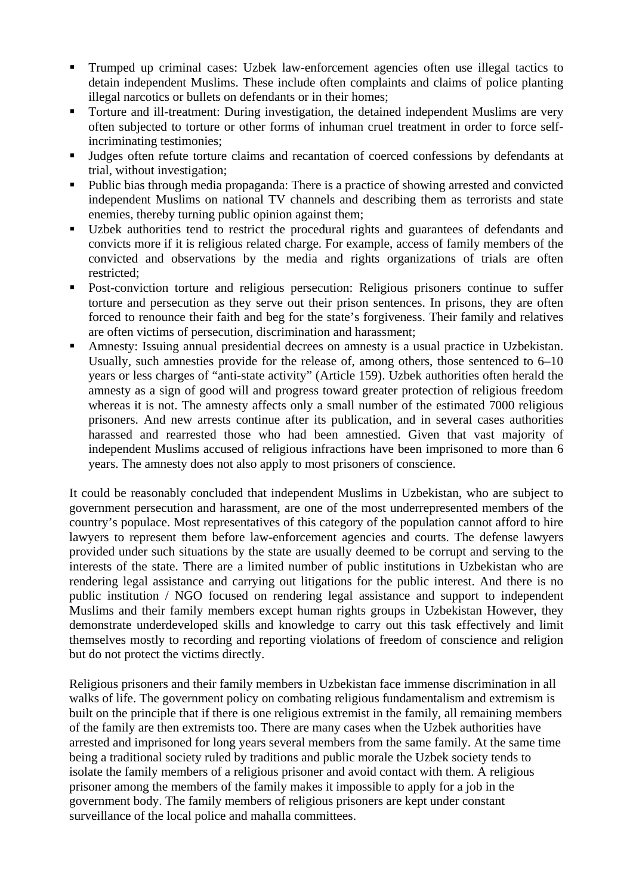- Trumped up criminal cases: Uzbek law-enforcement agencies often use illegal tactics to detain independent Muslims. These include often complaints and claims of police planting illegal narcotics or bullets on defendants or in their homes;
- Torture and ill-treatment: During investigation, the detained independent Muslims are very often subjected to torture or other forms of inhuman cruel treatment in order to force self-incriminating testimonies;
- Judges often refute torture claims and recantation of coerced confessions by defendants at trial, without investigation;
- Public bias through media propaganda: There is a practice of showing arrested and convicted independent Muslims on national TV channels and describing them as terrorists and state enemies, thereby turning public opinion against them;
- Uzbek authorities tend to restrict the procedural rights and guarantees of defendants and convicts more if it is religious related charge. For example, access of family members of the convicted and observations by the media and rights organizations of trials are often restricted;
- Post-conviction torture and religious persecution: Religious prisoners continue to suffer torture and persecution as they serve out their prison sentences. In prisons, they are often forced to renounce their faith and beg for the state's forgiveness. Their family and relatives are often victims of persecution, discrimination and harassment;
- Amnesty: Issuing annual presidential decrees on amnesty is a usual practice in Uzbekistan. Usually, such amnesties provide for the release of, among others, those sentenced to 6–10 years or less charges of "anti-state activity" (Article 159). Uzbek authorities often herald the amnesty as a sign of good will and progress toward greater protection of religious freedom whereas it is not. The amnesty affects only a small number of the estimated 7000 religious prisoners. And new arrests continue after its publication, and in several cases authorities harassed and rearrested those who had been amnestied. Given that vast majority of independent Muslims accused of religious infractions have been imprisoned to more than 6 years. The amnesty does not also apply to most prisoners of conscience.

It could be reasonably concluded that independent Muslims in Uzbekistan, who are subject to government persecution and harassment, are one of the most underrepresented members of the country's populace. Most representatives of this category of the population cannot afford to hire lawyers to represent them before law-enforcement agencies and courts. The defense lawyers provided under such situations by the state are usually deemed to be corrupt and serving to the interests of the state. There are a limited number of public institutions in Uzbekistan who are rendering legal assistance and carrying out litigations for the public interest. And there is no public institution / NGO focused on rendering legal assistance and support to independent Muslims and their family members except human rights groups in Uzbekistan However, they demonstrate underdeveloped skills and knowledge to carry out this task effectively and limit themselves mostly to recording and reporting violations of freedom of conscience and religion but do not protect the victims directly.

Religious prisoners and their family members in Uzbekistan face immense discrimination in all walks of life. The government policy on combating religious fundamentalism and extremism is built on the principle that if there is one religious extremist in the family, all remaining members of the family are then extremists too. There are many cases when the Uzbek authorities have arrested and imprisoned for long years several members from the same family. At the same time being a traditional society ruled by traditions and public morale the Uzbek society tends to isolate the family members of a religious prisoner and avoid contact with them. A religious prisoner among the members of the family makes it impossible to apply for a job in the government body. The family members of religious prisoners are kept under constant surveillance of the local police and mahalla committees.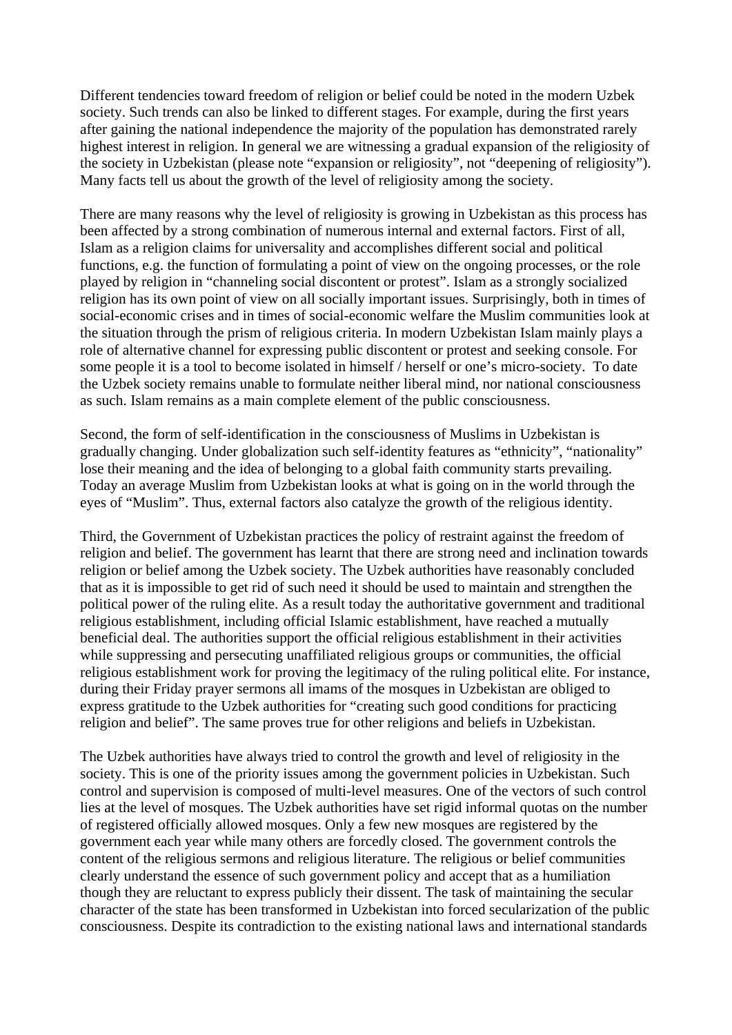Different tendencies toward freedom of religion or belief could be noted in the modern Uzbek society. Such trends can also be linked to different stages. For example, during the first years after gaining the national independence the majority of the population has demonstrated rarely highest interest in religion. In general we are witnessing a gradual expansion of the religiosity of the society in Uzbekistan (please note "expansion or religiosity", not "deepening of religiosity"). Many facts tell us about the growth of the level of religiosity among the society.

There are many reasons why the level of religiosity is growing in Uzbekistan as this process has been affected by a strong combination of numerous internal and external factors. First of all, Islam as a religion claims for universality and accomplishes different social and political functions, e.g. the function of formulating a point of view on the ongoing processes, or the role played by religion in "channeling social discontent or protest". Islam as a strongly socialized religion has its own point of view on all socially important issues. Surprisingly, both in times of social-economic crises and in times of social-economic welfare the Muslim communities look at the situation through the prism of religious criteria. In modern Uzbekistan Islam mainly plays a role of alternative channel for expressing public discontent or protest and seeking console. For some people it is a tool to become isolated in himself / herself or one's micro-society. To date the Uzbek society remains unable to formulate neither liberal mind, nor national consciousness as such. Islam remains as a main complete element of the public consciousness.

Second, the form of self-identification in the consciousness of Muslims in Uzbekistan is gradually changing. Under globalization such self-identity features as "ethnicity", "nationality" lose their meaning and the idea of belonging to a global faith community starts prevailing. Today an average Muslim from Uzbekistan looks at what is going on in the world through the eyes of "Muslim". Thus, external factors also catalyze the growth of the religious identity.

Third, the Government of Uzbekistan practices the policy of restraint against the freedom of religion and belief. The government has learnt that there are strong need and inclination towards religion or belief among the Uzbek society. The Uzbek authorities have reasonably concluded that as it is impossible to get rid of such need it should be used to maintain and strengthen the political power of the ruling elite. As a result today the authoritative government and traditional religious establishment, including official Islamic establishment, have reached a mutually beneficial deal. The authorities support the official religious establishment in their activities while suppressing and persecuting unaffiliated religious groups or communities, the official religious establishment work for proving the legitimacy of the ruling political elite. For instance, during their Friday prayer sermons all imams of the mosques in Uzbekistan are obliged to express gratitude to the Uzbek authorities for "creating such good conditions for practicing religion and belief". The same proves true for other religions and beliefs in Uzbekistan.

The Uzbek authorities have always tried to control the growth and level of religiosity in the society. This is one of the priority issues among the government policies in Uzbekistan. Such control and supervision is composed of multi-level measures. One of the vectors of such control lies at the level of mosques. The Uzbek authorities have set rigid informal quotas on the number of registered officially allowed mosques. Only a few new mosques are registered by the government each year while many others are forcedly closed. The government controls the content of the religious sermons and religious literature. The religious or belief communities clearly understand the essence of such government policy and accept that as a humiliation though they are reluctant to express publicly their dissent. The task of maintaining the secular character of the state has been transformed in Uzbekistan into forced secularization of the public consciousness. Despite its contradiction to the existing national laws and international standards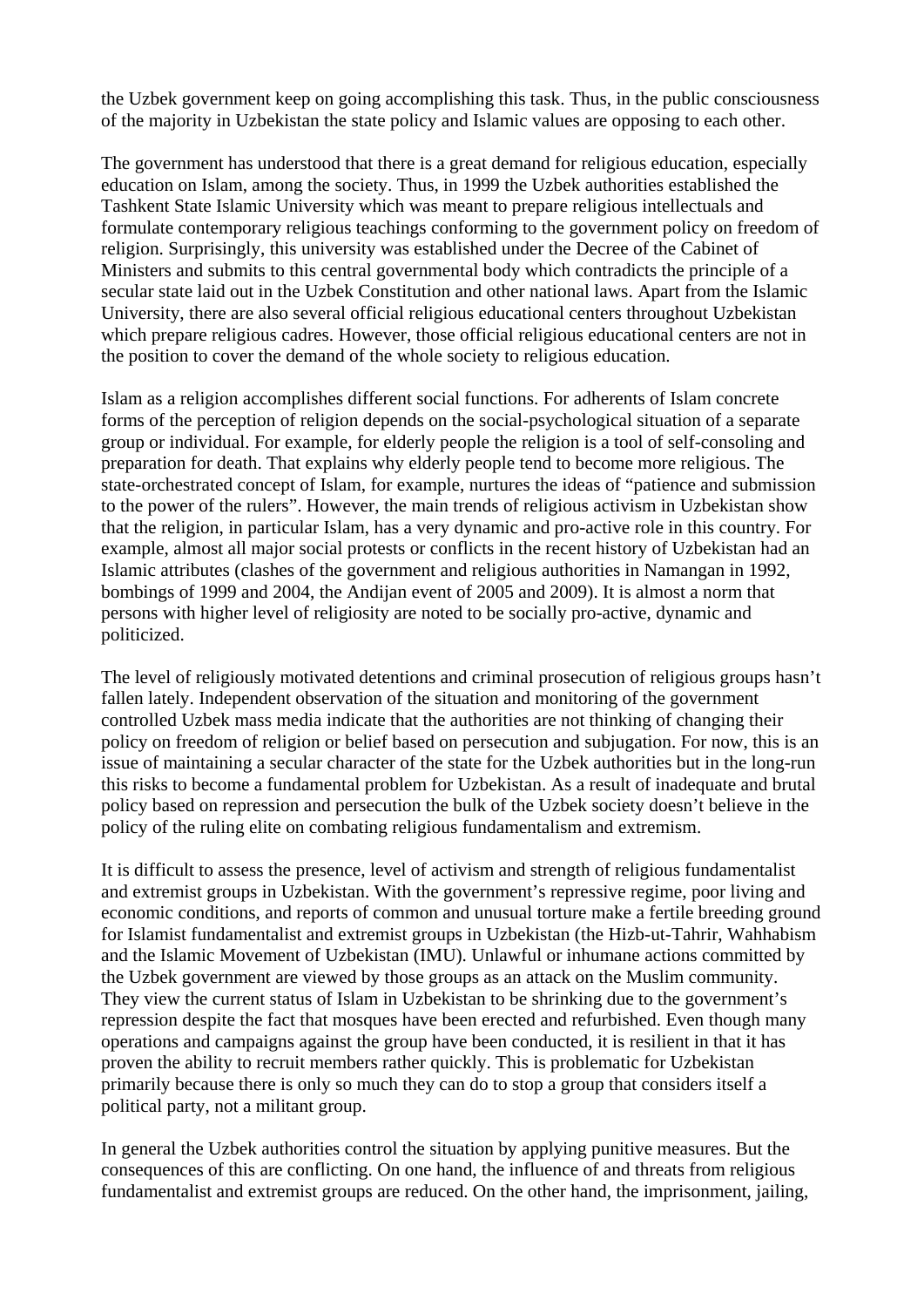the Uzbek government keep on going accomplishing this task. Thus, in the public consciousness of the majority in Uzbekistan the state policy and Islamic values are opposing to each other.

The government has understood that there is a great demand for religious education, especially education on Islam, among the society. Thus, in 1999 the Uzbek authorities established the Tashkent State Islamic University which was meant to prepare religious intellectuals and formulate contemporary religious teachings conforming to the government policy on freedom of religion. Surprisingly, this university was established under the Decree of the Cabinet of Ministers and submits to this central governmental body which contradicts the principle of a secular state laid out in the Uzbek Constitution and other national laws. Apart from the Islamic University, there are also several official religious educational centers throughout Uzbekistan which prepare religious cadres. However, those official religious educational centers are not in the position to cover the demand of the whole society to religious education.

Islam as a religion accomplishes different social functions. For adherents of Islam concrete forms of the perception of religion depends on the social-psychological situation of a separate group or individual. For example, for elderly people the religion is a tool of self-consoling and preparation for death. That explains why elderly people tend to become more religious. The state-orchestrated concept of Islam, for example, nurtures the ideas of "patience and submission to the power of the rulers". However, the main trends of religious activism in Uzbekistan show that the religion, in particular Islam, has a very dynamic and pro-active role in this country. For example, almost all major social protests or conflicts in the recent history of Uzbekistan had an Islamic attributes (clashes of the government and religious authorities in Namangan in 1992, bombings of 1999 and 2004, the Andijan event of 2005 and 2009). It is almost a norm that persons with higher level of religiosity are noted to be socially pro-active, dynamic and politicized.

The level of religiously motivated detentions and criminal prosecution of religious groups hasn't fallen lately. Independent observation of the situation and monitoring of the government controlled Uzbek mass media indicate that the authorities are not thinking of changing their policy on freedom of religion or belief based on persecution and subjugation. For now, this is an issue of maintaining a secular character of the state for the Uzbek authorities but in the long-run this risks to become a fundamental problem for Uzbekistan. As a result of inadequate and brutal policy based on repression and persecution the bulk of the Uzbek society doesn't believe in the policy of the ruling elite on combating religious fundamentalism and extremism.

It is difficult to assess the presence, level of activism and strength of religious fundamentalist and extremist groups in Uzbekistan. With the government's repressive regime, poor living and economic conditions, and reports of common and unusual torture make a fertile breeding ground for Islamist fundamentalist and extremist groups in Uzbekistan (the Hizb-ut-Tahrir, Wahhabism and the Islamic Movement of Uzbekistan (IMU). Unlawful or inhumane actions committed by the Uzbek government are viewed by those groups as an attack on the Muslim community. They view the current status of Islam in Uzbekistan to be shrinking due to the government's repression despite the fact that mosques have been erected and refurbished. Even though many operations and campaigns against the group have been conducted, it is resilient in that it has proven the ability to recruit members rather quickly. This is problematic for Uzbekistan primarily because there is only so much they can do to stop a group that considers itself a political party, not a militant group.

In general the Uzbek authorities control the situation by applying punitive measures. But the consequences of this are conflicting. On one hand, the influence of and threats from religious fundamentalist and extremist groups are reduced. On the other hand, the imprisonment, jailing,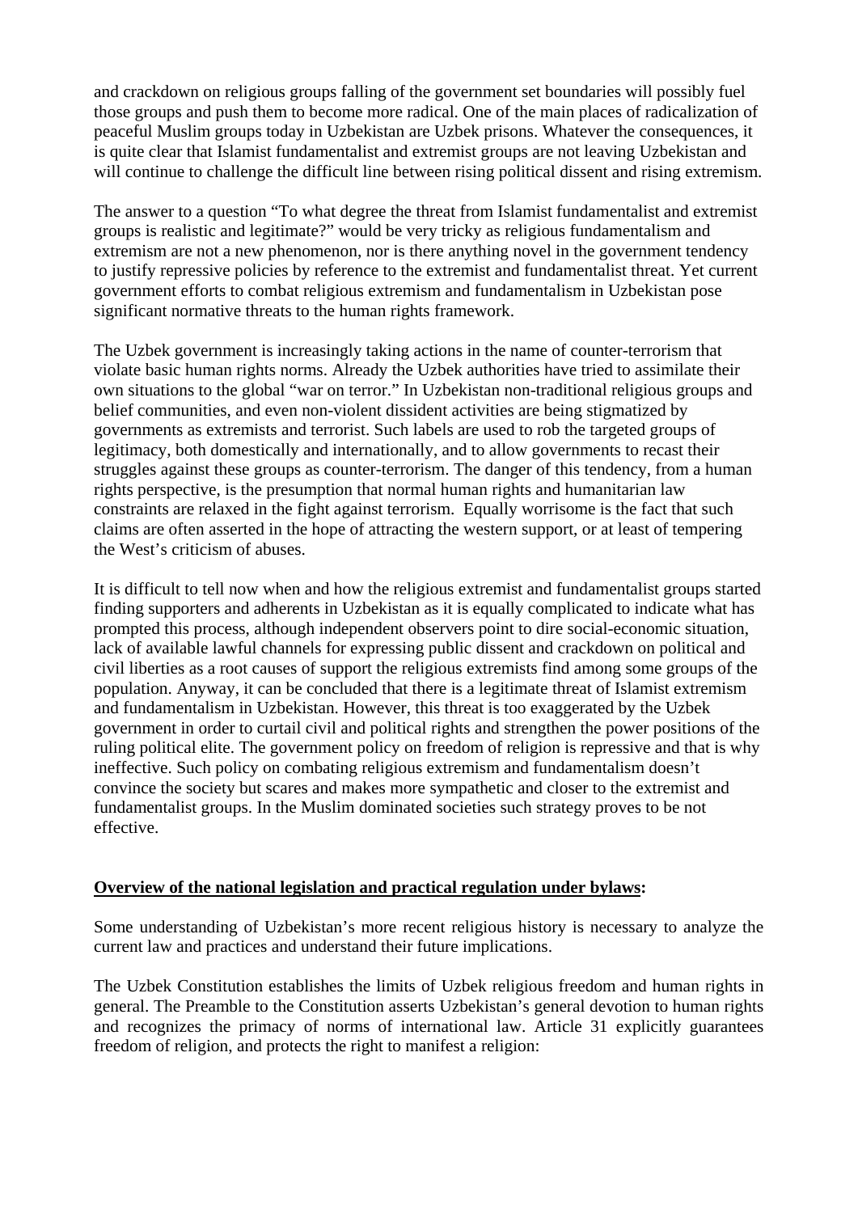and crackdown on religious groups falling of the government set boundaries will possibly fuel those groups and push them to become more radical. One of the main places of radicalization of peaceful Muslim groups today in Uzbekistan are Uzbek prisons. Whatever the consequences, it is quite clear that Islamist fundamentalist and extremist groups are not leaving Uzbekistan and will continue to challenge the difficult line between rising political dissent and rising extremism.

The answer to a question "To what degree the threat from Islamist fundamentalist and extremist groups is realistic and legitimate?" would be very tricky as religious fundamentalism and extremism are not a new phenomenon, nor is there anything novel in the government tendency to justify repressive policies by reference to the extremist and fundamentalist threat. Yet current government efforts to combat religious extremism and fundamentalism in Uzbekistan pose significant normative threats to the human rights framework.

The Uzbek government is increasingly taking actions in the name of counter-terrorism that violate basic human rights norms. Already the Uzbek authorities have tried to assimilate their own situations to the global "war on terror." In Uzbekistan non-traditional religious groups and belief communities, and even non-violent dissident activities are being stigmatized by governments as extremists and terrorist. Such labels are used to rob the targeted groups of legitimacy, both domestically and internationally, and to allow governments to recast their struggles against these groups as counter-terrorism. The danger of this tendency, from a human rights perspective, is the presumption that normal human rights and humanitarian law constraints are relaxed in the fight against terrorism. Equally worrisome is the fact that such claims are often asserted in the hope of attracting the western support, or at least of tempering the West's criticism of abuses.

It is difficult to tell now when and how the religious extremist and fundamentalist groups started finding supporters and adherents in Uzbekistan as it is equally complicated to indicate what has prompted this process, although independent observers point to dire social-economic situation, lack of available lawful channels for expressing public dissent and crackdown on political and civil liberties as a root causes of support the religious extremists find among some groups of the population. Anyway, it can be concluded that there is a legitimate threat of Islamist extremism and fundamentalism in Uzbekistan. However, this threat is too exaggerated by the Uzbek government in order to curtail civil and political rights and strengthen the power positions of the ruling political elite. The government policy on freedom of religion is repressive and that is why ineffective. Such policy on combating religious extremism and fundamentalism doesn't convince the society but scares and makes more sympathetic and closer to the extremist and fundamentalist groups. In the Muslim dominated societies such strategy proves to be not effective.

**Overview of the national legislation and practical regulation under bylaws:**

Some understanding of Uzbekistan's more recent religious history is necessary to analyze the current law and practices and understand their future implications.

The Uzbek Constitution establishes the limits of Uzbek religious freedom and human rights in general. The Preamble to the Constitution asserts Uzbekistan's general devotion to human rights and recognizes the primacy of norms of international law. Article 31 explicitly guarantees freedom of religion, and protects the right to manifest a religion: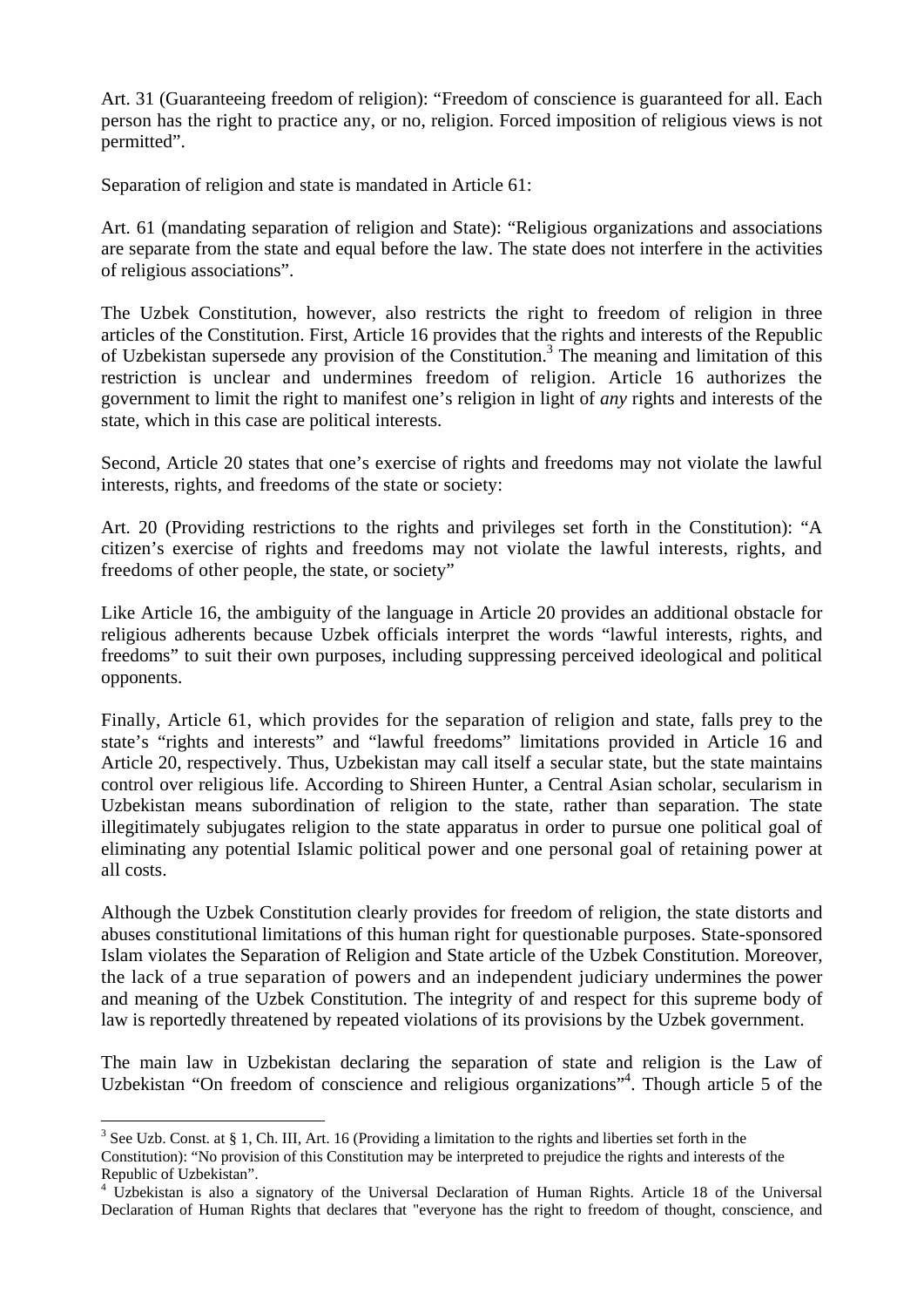Art. 31 (Guaranteeing freedom of religion): "Freedom of conscience is guaranteed for all. Each person has the right to practice any, or no, religion. Forced imposition of religious views is not permitted".

Separation of religion and state is mandated in Article 61:

Art. 61 (mandating separation of religion and State): "Religious organizations and associations are separate from the state and equal before the law. The state does not interfere in the activities of religious associations".

The Uzbek Constitution, however, also restricts the right to freedom of religion in three articles of the Constitution. First, Article 16 provides that the rights and interests of the Republic of Uzbekistan supersede any provision of the Constitution.[3] The meaning and limitation of this restriction is unclear and undermines freedom of religion. Article 16 authorizes the government to limit the right to manifest one's religion in light of *any* rights and interests of the state, which in this case are political interests.

Second, Article 20 states that one's exercise of rights and freedoms may not violate the lawful interests, rights, and freedoms of the state or society:

Art. 20 (Providing restrictions to the rights and privileges set forth in the Constitution): "A citizen's exercise of rights and freedoms may not violate the lawful interests, rights, and freedoms of other people, the state, or society"

Like Article 16, the ambiguity of the language in Article 20 provides an additional obstacle for religious adherents because Uzbek officials interpret the words "lawful interests, rights, and freedoms" to suit their own purposes, including suppressing perceived ideological and political opponents.

Finally, Article 61, which provides for the separation of religion and state, falls prey to the state's "rights and interests" and "lawful freedoms" limitations provided in Article 16 and Article 20, respectively. Thus, Uzbekistan may call itself a secular state, but the state maintains control over religious life. According to Shireen Hunter, a Central Asian scholar, secularism in Uzbekistan means subordination of religion to the state, rather than separation. The state illegitimately subjugates religion to the state apparatus in order to pursue one political goal of eliminating any potential Islamic political power and one personal goal of retaining power at all costs.

Although the Uzbek Constitution clearly provides for freedom of religion, the state distorts and abuses constitutional limitations of this human right for questionable purposes. State-sponsored Islam violates the Separation of Religion and State article of the Uzbek Constitution. Moreover, the lack of a true separation of powers and an independent judiciary undermines the power and meaning of the Uzbek Constitution. The integrity of and respect for this supreme body of law is reportedly threatened by repeated violations of its provisions by the Uzbek government.

The main law in Uzbekistan declaring the separation of state and religion is the Law of Uzbekistan "On freedom of conscience and religious organizations"[4]. Though article 5 of the

---

[3] See Uzb. Const. at § 1, Ch. III, Art. 16 (Providing a limitation to the rights and liberties set forth in the Constitution): "No provision of this Constitution may be interpreted to prejudice the rights and interests of the Republic of Uzbekistan".

[4] Uzbekistan is also a signatory of the Universal Declaration of Human Rights. Article 18 of the Universal Declaration of Human Rights that declares that "everyone has the right to freedom of thought, conscience, and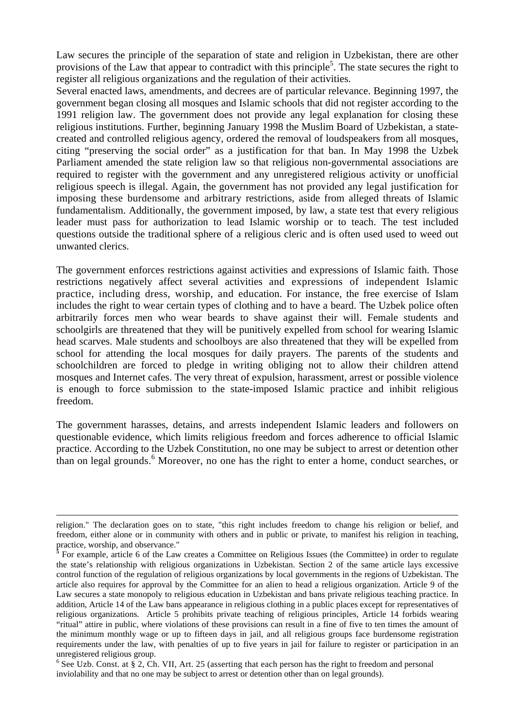Law secures the principle of the separation of state and religion in Uzbekistan, there are other provisions of the Law that appear to contradict with this principle[5]. The state secures the right to register all religious organizations and the regulation of their activities.

Several enacted laws, amendments, and decrees are of particular relevance. Beginning 1997, the government began closing all mosques and Islamic schools that did not register according to the 1991 religion law. The government does not provide any legal explanation for closing these religious institutions. Further, beginning January 1998 the Muslim Board of Uzbekistan, a state-created and controlled religious agency, ordered the removal of loudspeakers from all mosques, citing "preserving the social order" as a justification for that ban. In May 1998 the Uzbek Parliament amended the state religion law so that religious non-governmental associations are required to register with the government and any unregistered religious activity or unofficial religious speech is illegal. Again, the government has not provided any legal justification for imposing these burdensome and arbitrary restrictions, aside from alleged threats of Islamic fundamentalism. Additionally, the government imposed, by law, a state test that every religious leader must pass for authorization to lead Islamic worship or to teach. The test included questions outside the traditional sphere of a religious cleric and is often used used to weed out unwanted clerics.

The government enforces restrictions against activities and expressions of Islamic faith. Those restrictions negatively affect several activities and expressions of independent Islamic practice, including dress, worship, and education. For instance, the free exercise of Islam includes the right to wear certain types of clothing and to have a beard. The Uzbek police often arbitrarily forces men who wear beards to shave against their will. Female students and schoolgirls are threatened that they will be punitively expelled from school for wearing Islamic head scarves. Male students and schoolboys are also threatened that they will be expelled from school for attending the local mosques for daily prayers. The parents of the students and schoolchildren are forced to pledge in writing obliging not to allow their children attend mosques and Internet cafes. The very threat of expulsion, harassment, arrest or possible violence is enough to force submission to the state-imposed Islamic practice and inhibit religious freedom.

The government harasses, detains, and arrests independent Islamic leaders and followers on questionable evidence, which limits religious freedom and forces adherence to official Islamic practice. According to the Uzbek Constitution, no one may be subject to arrest or detention other than on legal grounds.[6] Moreover, no one has the right to enter a home, conduct searches, or

---

religion." The declaration goes on to state, "this right includes freedom to change his religion or belief, and freedom, either alone or in community with others and in public or private, to manifest his religion in teaching, practice, worship, and observance."

[5] For example, article 6 of the Law creates a Committee on Religious Issues (the Committee) in order to regulate the state's relationship with religious organizations in Uzbekistan. Section 2 of the same article lays excessive control function of the regulation of religious organizations by local governments in the regions of Uzbekistan. The article also requires for approval by the Committee for an alien to head a religious organization. Article 9 of the Law secures a state monopoly to religious education in Uzbekistan and bans private religious teaching practice. In addition, Article 14 of the Law bans appearance in religious clothing in a public places except for representatives of religious organizations. Article 5 prohibits private teaching of religious principles, Article 14 forbids wearing "ritual" attire in public, where violations of these provisions can result in a fine of five to ten times the amount of the minimum monthly wage or up to fifteen days in jail, and all religious groups face burdensome registration requirements under the law, with penalties of up to five years in jail for failure to register or participation in an unregistered religious group.

[6] See Uzb. Const. at § 2, Ch. VII, Art. 25 (asserting that each person has the right to freedom and personal inviolability and that no one may be subject to arrest or detention other than on legal grounds).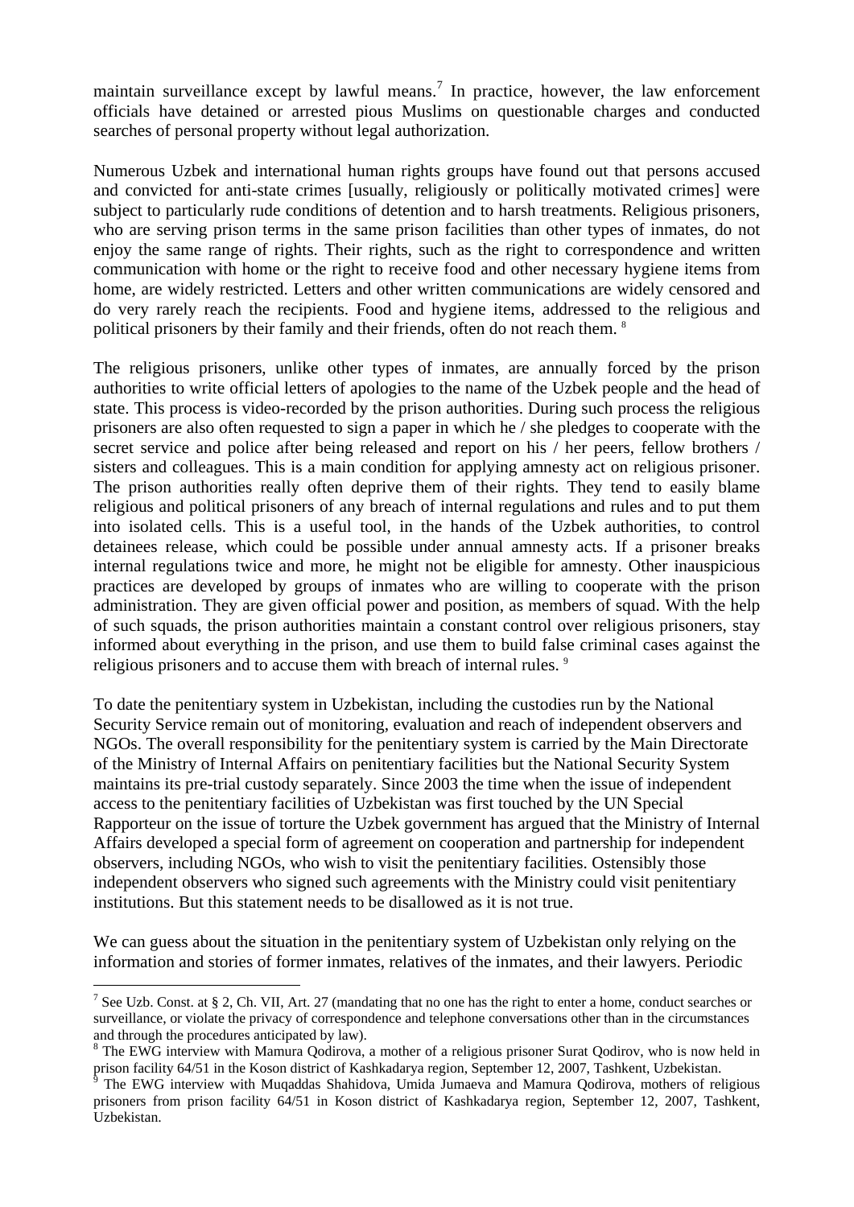maintain surveillance except by lawful means.[7] In practice, however, the law enforcement officials have detained or arrested pious Muslims on questionable charges and conducted searches of personal property without legal authorization.

Numerous Uzbek and international human rights groups have found out that persons accused and convicted for anti-state crimes [usually, religiously or politically motivated crimes] were subject to particularly rude conditions of detention and to harsh treatments. Religious prisoners, who are serving prison terms in the same prison facilities than other types of inmates, do not enjoy the same range of rights. Their rights, such as the right to correspondence and written communication with home or the right to receive food and other necessary hygiene items from home, are widely restricted. Letters and other written communications are widely censored and do very rarely reach the recipients. Food and hygiene items, addressed to the religious and political prisoners by their family and their friends, often do not reach them. [8]

The religious prisoners, unlike other types of inmates, are annually forced by the prison authorities to write official letters of apologies to the name of the Uzbek people and the head of state. This process is video-recorded by the prison authorities. During such process the religious prisoners are also often requested to sign a paper in which he / she pledges to cooperate with the secret service and police after being released and report on his / her peers, fellow brothers / sisters and colleagues. This is a main condition for applying amnesty act on religious prisoner. The prison authorities really often deprive them of their rights. They tend to easily blame religious and political prisoners of any breach of internal regulations and rules and to put them into isolated cells. This is a useful tool, in the hands of the Uzbek authorities, to control detainees release, which could be possible under annual amnesty acts. If a prisoner breaks internal regulations twice and more, he might not be eligible for amnesty. Other inauspicious practices are developed by groups of inmates who are willing to cooperate with the prison administration. They are given official power and position, as members of squad. With the help of such squads, the prison authorities maintain a constant control over religious prisoners, stay informed about everything in the prison, and use them to build false criminal cases against the religious prisoners and to accuse them with breach of internal rules. [9]

To date the penitentiary system in Uzbekistan, including the custodies run by the National Security Service remain out of monitoring, evaluation and reach of independent observers and NGOs. The overall responsibility for the penitentiary system is carried by the Main Directorate of the Ministry of Internal Affairs on penitentiary facilities but the National Security System maintains its pre-trial custody separately. Since 2003 the time when the issue of independent access to the penitentiary facilities of Uzbekistan was first touched by the UN Special Rapporteur on the issue of torture the Uzbek government has argued that the Ministry of Internal Affairs developed a special form of agreement on cooperation and partnership for independent observers, including NGOs, who wish to visit the penitentiary facilities. Ostensibly those independent observers who signed such agreements with the Ministry could visit penitentiary institutions. But this statement needs to be disallowed as it is not true.

We can guess about the situation in the penitentiary system of Uzbekistan only relying on the information and stories of former inmates, relatives of the inmates, and their lawyers. Periodic

---

[7] See Uzb. Const. at § 2, Ch. VII, Art. 27 (mandating that no one has the right to enter a home, conduct searches or surveillance, or violate the privacy of correspondence and telephone conversations other than in the circumstances and through the procedures anticipated by law).

[8] The EWG interview with Mamura Qodirova, a mother of a religious prisoner Surat Qodirov, who is now held in prison facility 64/51 in the Koson district of Kashkadarya region, September 12, 2007, Tashkent, Uzbekistan.

[9] The EWG interview with Muqaddas Shahidova, Umida Jumaeva and Mamura Qodirova, mothers of religious prisoners from prison facility 64/51 in Koson district of Kashkadarya region, September 12, 2007, Tashkent, Uzbekistan.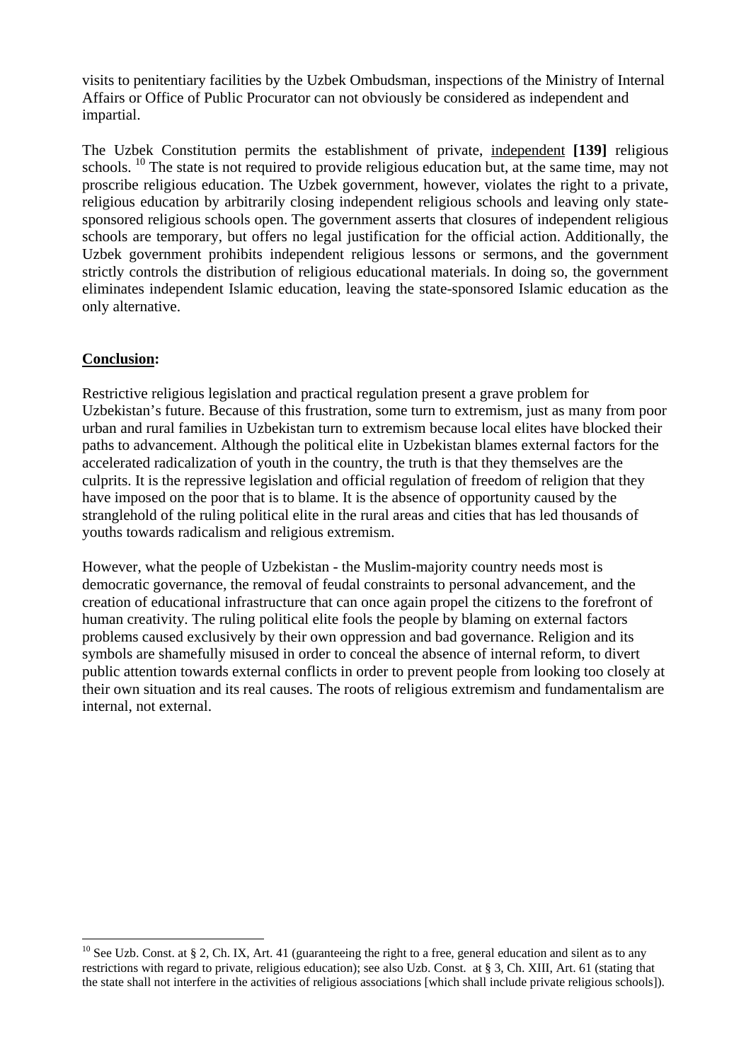visits to penitentiary facilities by the Uzbek Ombudsman, inspections of the Ministry of Internal Affairs or Office of Public Procurator can not obviously be considered as independent and impartial.

The Uzbek Constitution permits the establishment of private, <u>independent</u> **[139]** religious schools. [10] The state is not required to provide religious education but, at the same time, may not proscribe religious education. The Uzbek government, however, violates the right to a private, religious education by arbitrarily closing independent religious schools and leaving only state-sponsored religious schools open. The government asserts that closures of independent religious schools are temporary, but offers no legal justification for the official action. Additionally, the Uzbek government prohibits independent religious lessons or sermons, and the government strictly controls the distribution of religious educational materials. In doing so, the government eliminates independent Islamic education, leaving the state-sponsored Islamic education as the only alternative.

**<u>Conclusion</u>:**

Restrictive religious legislation and practical regulation present a grave problem for Uzbekistan's future. Because of this frustration, some turn to extremism, just as many from poor urban and rural families in Uzbekistan turn to extremism because local elites have blocked their paths to advancement. Although the political elite in Uzbekistan blames external factors for the accelerated radicalization of youth in the country, the truth is that they themselves are the culprits. It is the repressive legislation and official regulation of freedom of religion that they have imposed on the poor that is to blame. It is the absence of opportunity caused by the stranglehold of the ruling political elite in the rural areas and cities that has led thousands of youths towards radicalism and religious extremism.

However, what the people of Uzbekistan - the Muslim-majority country needs most is democratic governance, the removal of feudal constraints to personal advancement, and the creation of educational infrastructure that can once again propel the citizens to the forefront of human creativity. The ruling political elite fools the people by blaming on external factors problems caused exclusively by their own oppression and bad governance. Religion and its symbols are shamefully misused in order to conceal the absence of internal reform, to divert public attention towards external conflicts in order to prevent people from looking too closely at their own situation and its real causes. The roots of religious extremism and fundamentalism are internal, not external.

---

[10] See Uzb. Const. at § 2, Ch. IX, Art. 41 (guaranteeing the right to a free, general education and silent as to any restrictions with regard to private, religious education); see also Uzb. Const. at § 3, Ch. XIII, Art. 61 (stating that the state shall not interfere in the activities of religious associations [which shall include private religious schools]).